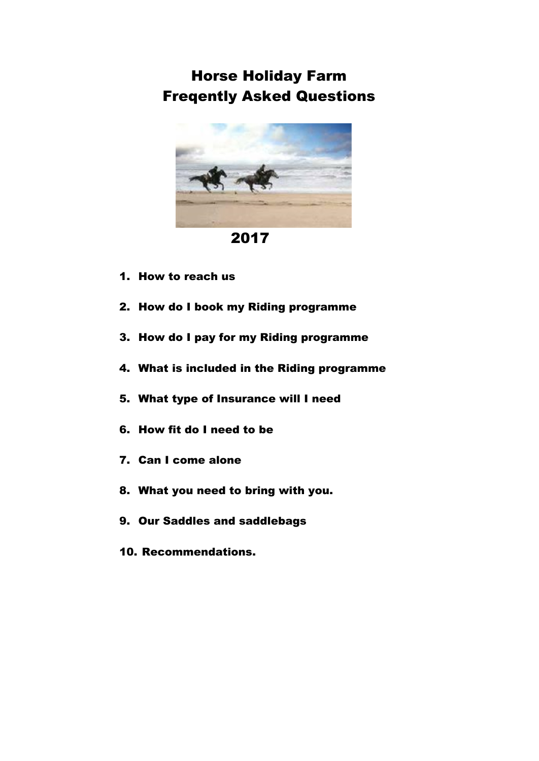# Horse Holiday Farm
# Freqently Asked Questions

2017

1. **How to reach us**
2. **How do I book my Riding programme**
3. **How do I pay for my Riding programme**
4. **What is included in the Riding programme**
5. **What type of Insurance will I need**
6. **How fit do I need to be**
7. **Can I come alone**
8. **What you need to bring with you.**
9. **Our Saddles and saddlebags**
10. **Recommendations.**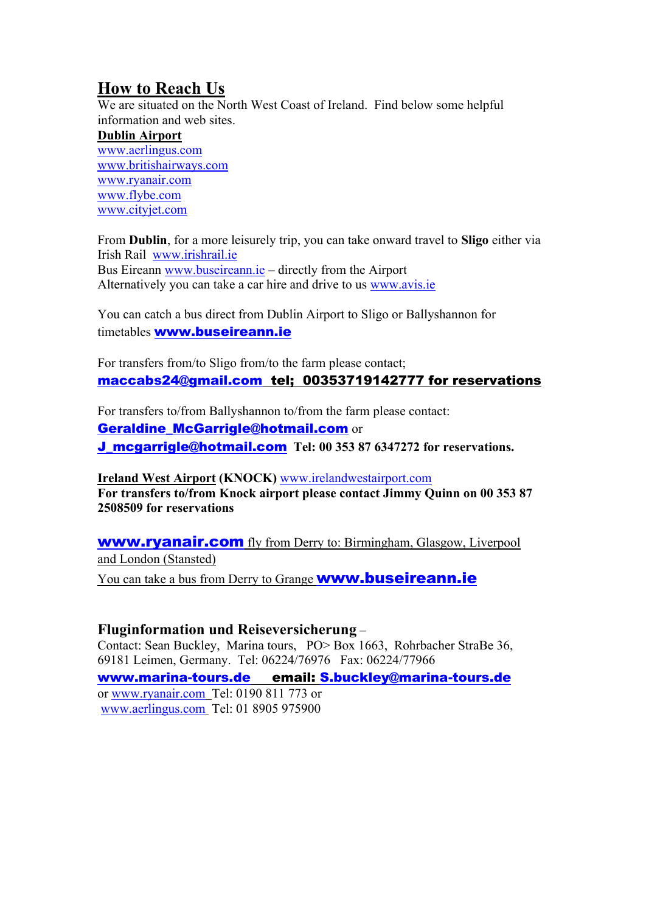## How to Reach Us

We are situated on the North West Coast of Ireland. Find below some helpful information and web sites.

**Dublin Airport**

www.aerlingus.com
www.britishairways.com
www.ryanair.com
www.flybe.com
www.cityjet.com

From **Dublin**, for a more leisurely trip, you can take onward travel to **Sligo** either via Irish Rail www.irishrail.ie
Bus Eireann www.buseireann.ie – directly from the Airport
Alternatively you can take a car hire and drive to us www.avis.ie

You can catch a bus direct from Dublin Airport to Sligo or Ballyshannon for timetables **www.buseireann.ie**

For transfers from/to Sligo from/to the farm please contact;
**maccabs24@gmail.com tel; 00353719142777 for reservations**

For transfers to/from Ballyshannon to/from the farm please contact:
**Geraldine_McGarrigle@hotmail.com** or
**J_mcgarrigle@hotmail.com Tel: 00 353 87 6347272 for reservations.**

**Ireland West Airport (KNOCK)** www.irelandwestairport.com
**For transfers to/from Knock airport please contact Jimmy Quinn on 00 353 87 2508509 for reservations**

**www.ryanair.com** fly from Derry to: Birmingham, Glasgow, Liverpool and London (Stansted)
You can take a bus from Derry to Grange **www.buseireann.ie**

### Fluginformation und Reiseversicherung –

Contact: Sean Buckley, Marina tours, PO> Box 1663, Rohrbacher StraBe 36, 69181 Leimen, Germany. Tel: 06224/76976 Fax: 06224/77966
**www.marina-tours.de email: S.buckley@marina-tours.de**
or www.ryanair.com Tel: 0190 811 773 or
www.aerlingus.com Tel: 01 8905 975900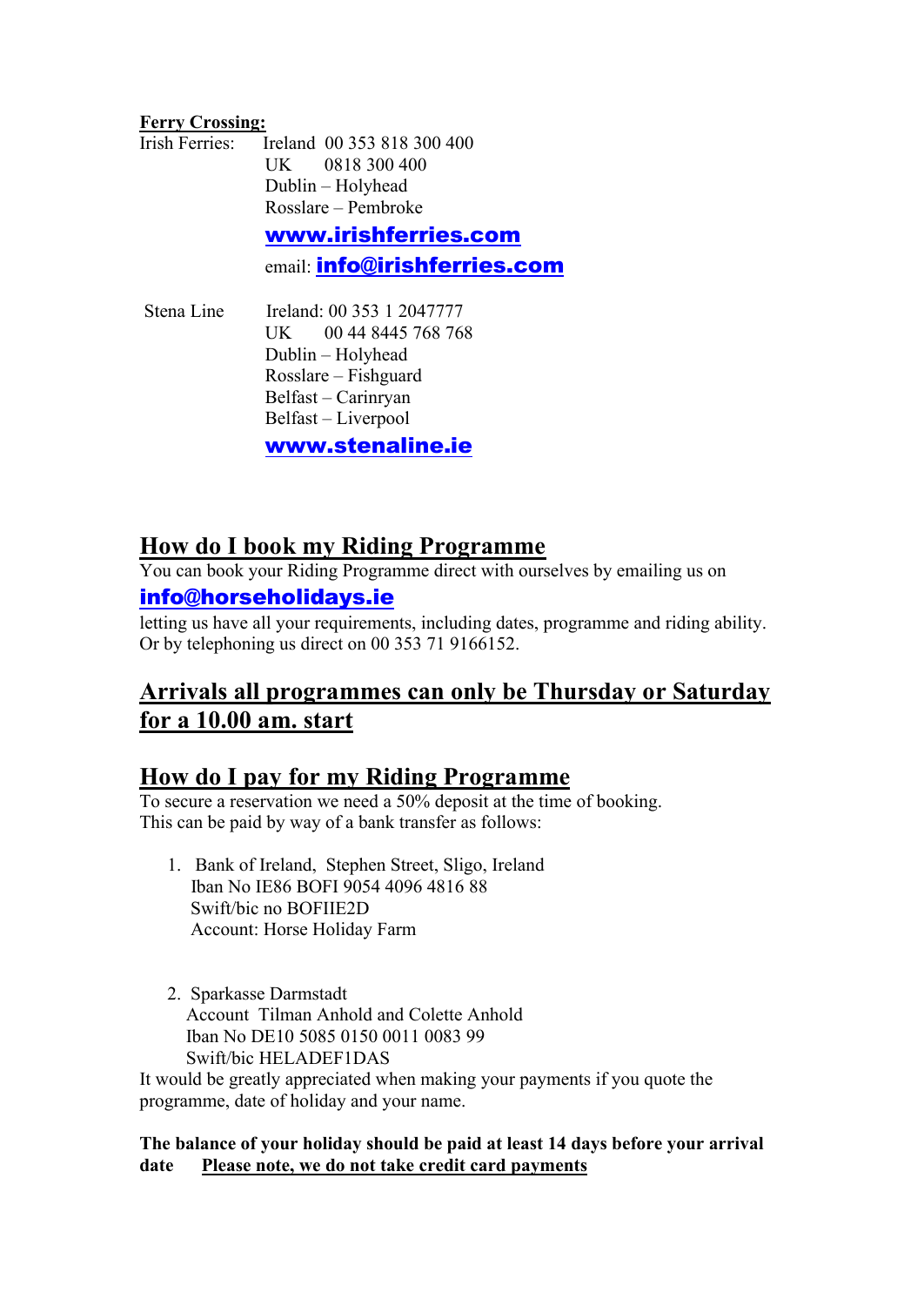**Ferry Crossing:**

Irish Ferries:
Ireland 00 353 818 300 400
UK 0818 300 400
Dublin – Holyhead
Rosslare – Pembroke
**www.irishferries.com**
email: **info@irishferries.com**

Stena Line
Ireland: 00 353 1 2047777
UK 00 44 8445 768 768
Dublin – Holyhead
Rosslare – Fishguard
Belfast – Carinryan
Belfast – Liverpool
**www.stenaline.ie**

## How do I book my Riding Programme

You can book your Riding Programme direct with ourselves by emailing us on **info@horseholidays.ie** letting us have all your requirements, including dates, programme and riding ability. Or by telephoning us direct on 00 353 71 9166152.

## Arrivals all programmes can only be Thursday or Saturday for a 10.00 am. start

## How do I pay for my Riding Programme

To secure a reservation we need a 50% deposit at the time of booking. This can be paid by way of a bank transfer as follows:

1. Bank of Ireland, Stephen Street, Sligo, Ireland
   Iban No IE86 BOFI 9054 4096 4816 88
   Swift/bic no BOFIIE2D
   Account: Horse Holiday Farm

2. Sparkasse Darmstadt
   Account Tilman Anhold and Colette Anhold
   Iban No DE10 5085 0150 0011 0083 99
   Swift/bic HELADEF1DAS

It would be greatly appreciated when making your payments if you quote the programme, date of holiday and your name.

**The balance of your holiday should be paid at least 14 days before your arrival date** **Please note, we do not take credit card payments**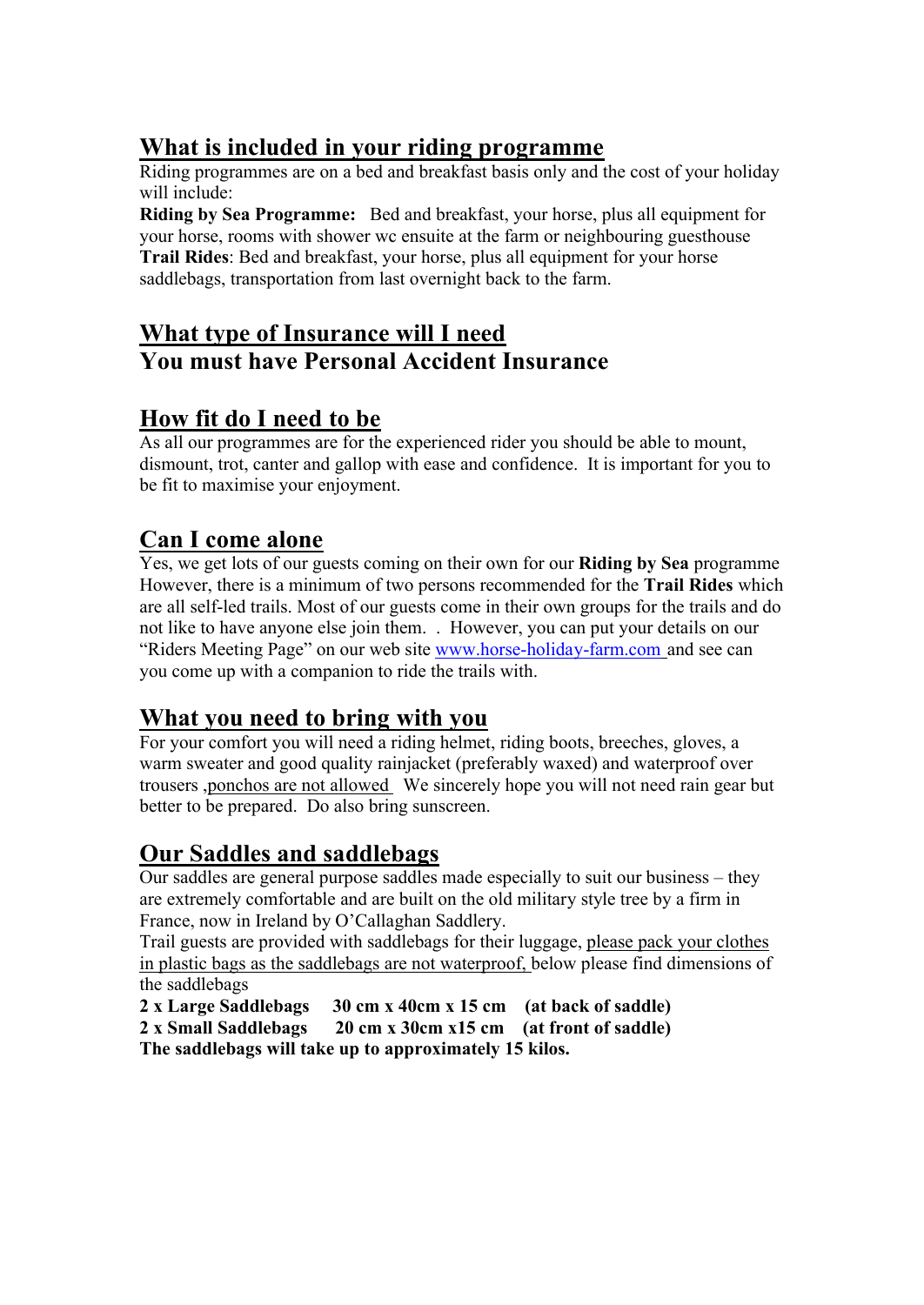## What is included in your riding programme

Riding programmes are on a bed and breakfast basis only and the cost of your holiday will include:

**Riding by Sea Programme:** Bed and breakfast, your horse, plus all equipment for your horse, rooms with shower wc ensuite at the farm or neighbouring guesthouse

**Trail Rides**: Bed and breakfast, your horse, plus all equipment for your horse saddlebags, transportation from last overnight back to the farm.

## What type of Insurance will I need

## You must have Personal Accident Insurance

## How fit do I need to be

As all our programmes are for the experienced rider you should be able to mount, dismount, trot, canter and gallop with ease and confidence. It is important for you to be fit to maximise your enjoyment.

## Can I come alone

Yes, we get lots of our guests coming on their own for our **Riding by Sea** programme However, there is a minimum of two persons recommended for the **Trail Rides** which are all self-led trails. Most of our guests come in their own groups for the trails and do not like to have anyone else join them. . However, you can put your details on our "Riders Meeting Page" on our web site www.horse-holiday-farm.com and see can you come up with a companion to ride the trails with.

## What you need to bring with you

For your comfort you will need a riding helmet, riding boots, breeches, gloves, a warm sweater and good quality rainjacket (preferably waxed) and waterproof over trousers ,ponchos are not allowed We sincerely hope you will not need rain gear but better to be prepared. Do also bring sunscreen.

## Our Saddles and saddlebags

Our saddles are general purpose saddles made especially to suit our business – they are extremely comfortable and are built on the old military style tree by a firm in France, now in Ireland by O'Callaghan Saddlery.

Trail guests are provided with saddlebags for their luggage, please pack your clothes in plastic bags as the saddlebags are not waterproof, below please find dimensions of the saddlebags

**2 x Large Saddlebags 30 cm x 40cm x 15 cm (at back of saddle)**
**2 x Small Saddlebags 20 cm x 30cm x15 cm (at front of saddle)**
**The saddlebags will take up to approximately 15 kilos.**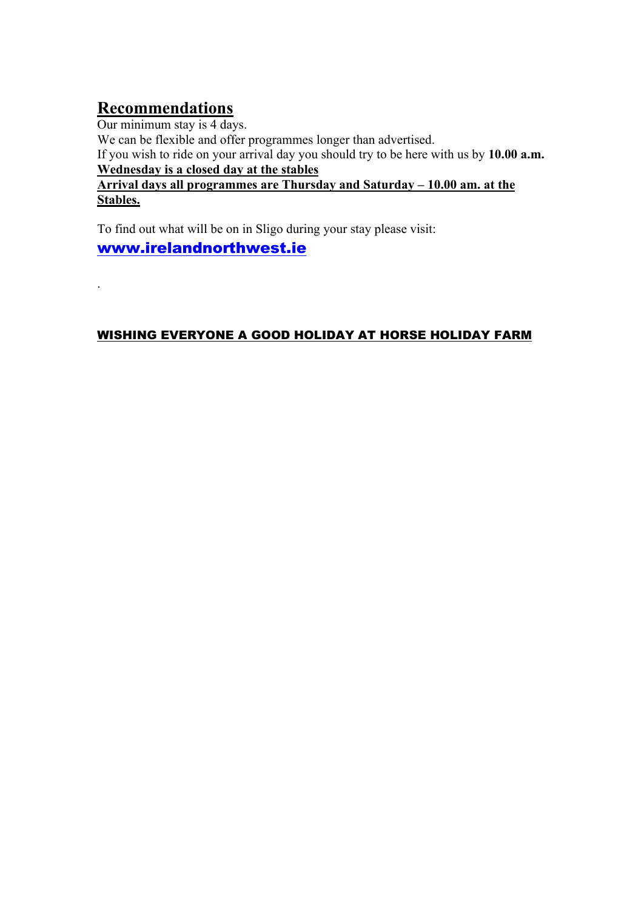## Recommendations

Our minimum stay is 4 days.
We can be flexible and offer programmes longer than advertised.
If you wish to ride on your arrival day you should try to be here with us by **10.00 a.m.**
**Wednesday is a closed day at the stables**
**Arrival days all programmes are Thursday and Saturday – 10.00 am. at the Stables.**

To find out what will be on in Sligo during your stay please visit:
**www.irelandnorthwest.ie**

.

**WISHING EVERYONE A GOOD HOLIDAY AT HORSE HOLIDAY FARM**